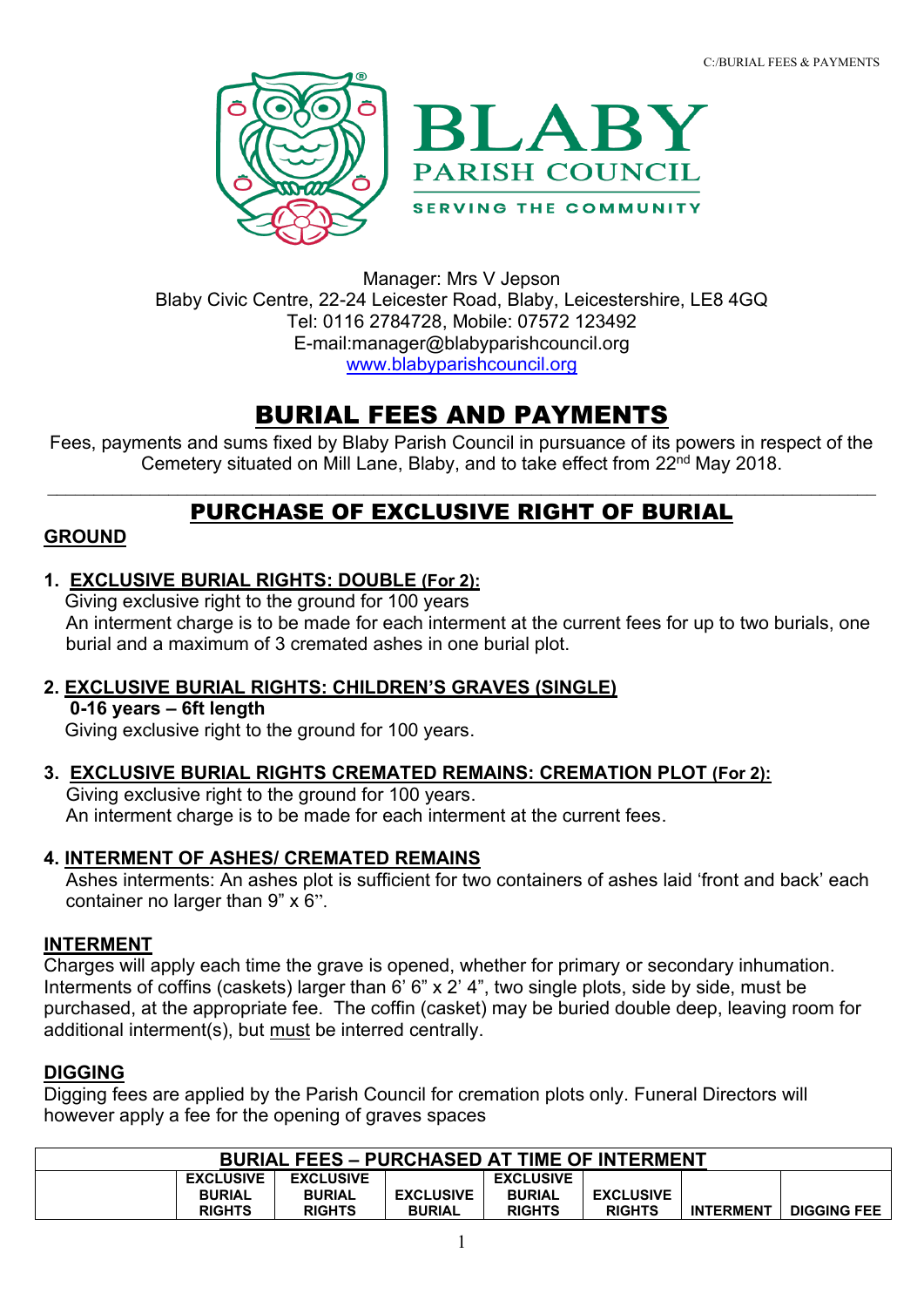BLABY PARISH COUNCIL

SERVING THE COMMUNITY

Manager: Mrs V Jepson
Blaby Civic Centre, 22-24 Leicester Road, Blaby, Leicestershire, LE8 4GQ
Tel: 0116 2784728, Mobile: 07572 123492
E-mail:manager@blabyparishcouncil.org
www.blabyparishcouncil.org

# BURIAL FEES AND PAYMENTS

Fees, payments and sums fixed by Blaby Parish Council in pursuance of its powers in respect of the Cemetery situated on Mill Lane, Blaby, and to take effect from 22nd May 2018.

## PURCHASE OF EXCLUSIVE RIGHT OF BURIAL

### GROUND

1. **EXCLUSIVE BURIAL RIGHTS: DOUBLE (For 2):**
   Giving exclusive right to the ground for 100 years
   An interment charge is to be made for each interment at the current fees for up to two burials, one burial and a maximum of 3 cremated ashes in one burial plot.

2. **EXCLUSIVE BURIAL RIGHTS: CHILDREN'S GRAVES (SINGLE)**
   **0-16 years – 6ft length**
   Giving exclusive right to the ground for 100 years.

3. **EXCLUSIVE BURIAL RIGHTS CREMATED REMAINS: CREMATION PLOT (For 2):**
   Giving exclusive right to the ground for 100 years.
   An interment charge is to be made for each interment at the current fees.

4. **INTERMENT OF ASHES/ CREMATED REMAINS**
   Ashes interments: An ashes plot is sufficient for two containers of ashes laid 'front and back' each container no larger than 9" x 6".

### INTERMENT

Charges will apply each time the grave is opened, whether for primary or secondary inhumation. Interments of coffins (caskets) larger than 6' 6" x 2' 4", two single plots, side by side, must be purchased, at the appropriate fee. The coffin (casket) may be buried double deep, leaving room for additional interment(s), but must be interred centrally.

### DIGGING

Digging fees are applied by the Parish Council for cremation plots only. Funeral Directors will however apply a fee for the opening of graves spaces

| BURIAL FEES – PURCHASED AT TIME OF INTERMENT | | | | | | | |
|---|---|---|---|---|---|---|---|
| | EXCLUSIVE BURIAL RIGHTS | EXCLUSIVE BURIAL RIGHTS | EXCLUSIVE BURIAL | EXCLUSIVE BURIAL RIGHTS | EXCLUSIVE RIGHTS | INTERMENT | DIGGING FEE |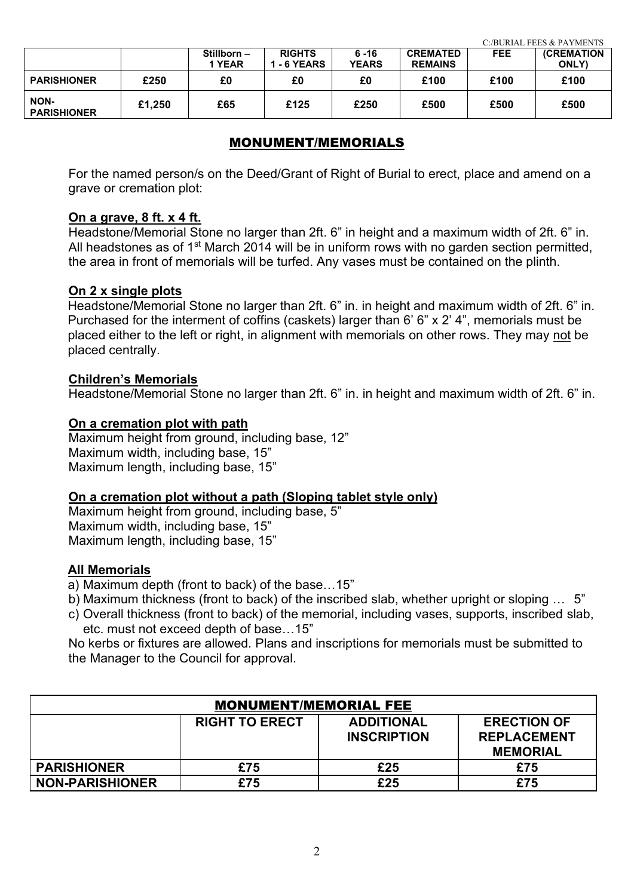| | | Stillborn – 1 YEAR | RIGHTS 1 - 6 YEARS | 6 -16 YEARS | CREMATED REMAINS | FEE | (CREMATION ONLY) |
|---|---|---|---|---|---|---|---|
| PARISHIONER | £250 | £0 | £0 | £0 | £100 | £100 | £100 |
| NON-PARISHIONER | £1,250 | £65 | £125 | £250 | £500 | £500 | £500 |

## MONUMENT/MEMORIALS

For the named person/s on the Deed/Grant of Right of Burial to erect, place and amend on a grave or cremation plot:

**On a grave, 8 ft. x 4 ft.**

Headstone/Memorial Stone no larger than 2ft. 6" in height and a maximum width of 2ft. 6" in. All headstones as of 1st March 2014 will be in uniform rows with no garden section permitted, the area in front of memorials will be turfed. Any vases must be contained on the plinth.

**On 2 x single plots**

Headstone/Memorial Stone no larger than 2ft. 6" in. in height and maximum width of 2ft. 6" in. Purchased for the interment of coffins (caskets) larger than 6' 6" x 2' 4", memorials must be placed either to the left or right, in alignment with memorials on other rows. They may not be placed centrally.

**Children's Memorials**

Headstone/Memorial Stone no larger than 2ft. 6" in. in height and maximum width of 2ft. 6" in.

**On a cremation plot with path**

Maximum height from ground, including base, 12"
Maximum width, including base, 15"
Maximum length, including base, 15"

**On a cremation plot without a path (Sloping tablet style only)**

Maximum height from ground, including base, 5"
Maximum width, including base, 15"
Maximum length, including base, 15"

**All Memorials**

a) Maximum depth (front to back) of the base…15"
b) Maximum thickness (front to back) of the inscribed slab, whether upright or sloping … 5"
c) Overall thickness (front to back) of the memorial, including vases, supports, inscribed slab, etc. must not exceed depth of base…15"

No kerbs or fixtures are allowed. Plans and inscriptions for memorials must be submitted to the Manager to the Council for approval.

| MONUMENT/MEMORIAL FEE | | | |
|---|---|---|---|
| | RIGHT TO ERECT | ADDITIONAL INSCRIPTION | ERECTION OF REPLACEMENT MEMORIAL |
| PARISHIONER | £75 | £25 | £75 |
| NON-PARISHIONER | £75 | £25 | £75 |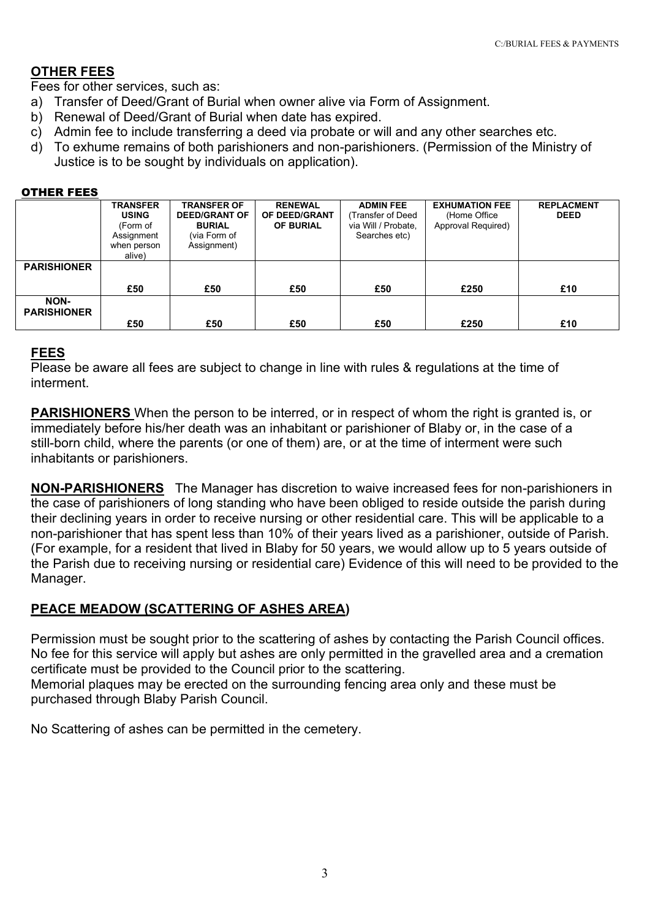## OTHER FEES

Fees for other services, such as:

a) Transfer of Deed/Grant of Burial when owner alive via Form of Assignment.
b) Renewal of Deed/Grant of Burial when date has expired.
c) Admin fee to include transferring a deed via probate or will and any other searches etc.
d) To exhume remains of both parishioners and non-parishioners. (Permission of the Ministry of Justice is to be sought by individuals on application).

**OTHER FEES**

| | **TRANSFER USING** (Form of Assignment when person alive) | **TRANSFER OF DEED/GRANT OF BURIAL** (via Form of Assignment) | **RENEWAL OF DEED/GRANT OF BURIAL** | **ADMIN FEE** (Transfer of Deed via Will / Probate, Searches etc) | **EXHUMATION FEE** (Home Office Approval Required) | **REPLACMENT DEED** |
|---|---|---|---|---|---|---|
| **PARISHIONER** | **£50** | **£50** | **£50** | **£50** | **£250** | **£10** |
| **NON-PARISHIONER** | **£50** | **£50** | **£50** | **£50** | **£250** | **£10** |

## FEES

Please be aware all fees are subject to change in line with rules & regulations at the time of interment.

**PARISHIONERS** When the person to be interred, or in respect of whom the right is granted is, or immediately before his/her death was an inhabitant or parishioner of Blaby or, in the case of a still-born child, where the parents (or one of them) are, or at the time of interment were such inhabitants or parishioners.

**NON-PARISHIONERS** The Manager has discretion to waive increased fees for non-parishioners in the case of parishioners of long standing who have been obliged to reside outside the parish during their declining years in order to receive nursing or other residential care. This will be applicable to a non-parishioner that has spent less than 10% of their years lived as a parishioner, outside of Parish. (For example, for a resident that lived in Blaby for 50 years, we would allow up to 5 years outside of the Parish due to receiving nursing or residential care) Evidence of this will need to be provided to the Manager.

## PEACE MEADOW (SCATTERING OF ASHES AREA)

Permission must be sought prior to the scattering of ashes by contacting the Parish Council offices. No fee for this service will apply but ashes are only permitted in the gravelled area and a cremation certificate must be provided to the Council prior to the scattering.
Memorial plaques may be erected on the surrounding fencing area only and these must be purchased through Blaby Parish Council.

No Scattering of ashes can be permitted in the cemetery.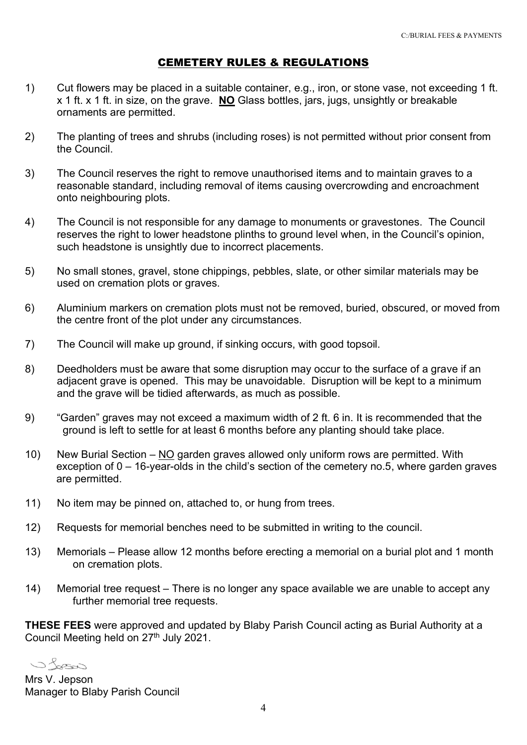# CEMETERY RULES & REGULATIONS

1) Cut flowers may be placed in a suitable container, e.g., iron, or stone vase, not exceeding 1 ft. x 1 ft. x 1 ft. in size, on the grave. **NO** Glass bottles, jars, jugs, unsightly or breakable ornaments are permitted.

2) The planting of trees and shrubs (including roses) is not permitted without prior consent from the Council.

3) The Council reserves the right to remove unauthorised items and to maintain graves to a reasonable standard, including removal of items causing overcrowding and encroachment onto neighbouring plots.

4) The Council is not responsible for any damage to monuments or gravestones. The Council reserves the right to lower headstone plinths to ground level when, in the Council's opinion, such headstone is unsightly due to incorrect placements.

5) No small stones, gravel, stone chippings, pebbles, slate, or other similar materials may be used on cremation plots or graves.

6) Aluminium markers on cremation plots must not be removed, buried, obscured, or moved from the centre front of the plot under any circumstances.

7) The Council will make up ground, if sinking occurs, with good topsoil.

8) Deedholders must be aware that some disruption may occur to the surface of a grave if an adjacent grave is opened. This may be unavoidable. Disruption will be kept to a minimum and the grave will be tidied afterwards, as much as possible.

9) "Garden" graves may not exceed a maximum width of 2 ft. 6 in. It is recommended that the ground is left to settle for at least 6 months before any planting should take place.

10) New Burial Section – NO garden graves allowed only uniform rows are permitted. With exception of 0 – 16-year-olds in the child's section of the cemetery no.5, where garden graves are permitted.

11) No item may be pinned on, attached to, or hung from trees.

12) Requests for memorial benches need to be submitted in writing to the council.

13) Memorials – Please allow 12 months before erecting a memorial on a burial plot and 1 month on cremation plots.

14) Memorial tree request – There is no longer any space available we are unable to accept any further memorial tree requests.

**THESE FEES** were approved and updated by Blaby Parish Council acting as Burial Authority at a Council Meeting held on 27th July 2021.

Mrs V. Jepson
Manager to Blaby Parish Council